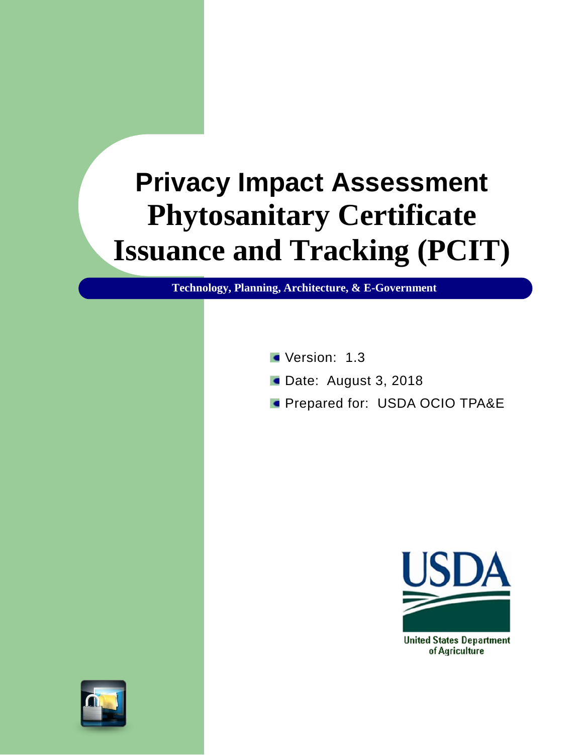# Privacy Impact Assessment Phytosanitary Certificate Issuance and Tracking (PCIT)

**Technology, Planning, Architecture, & E-Government**

- Version: 1.3
- Date: August 3, 2018
- Prepared for: USDA OCIO TPA&E

USDA

United States Department of Agriculture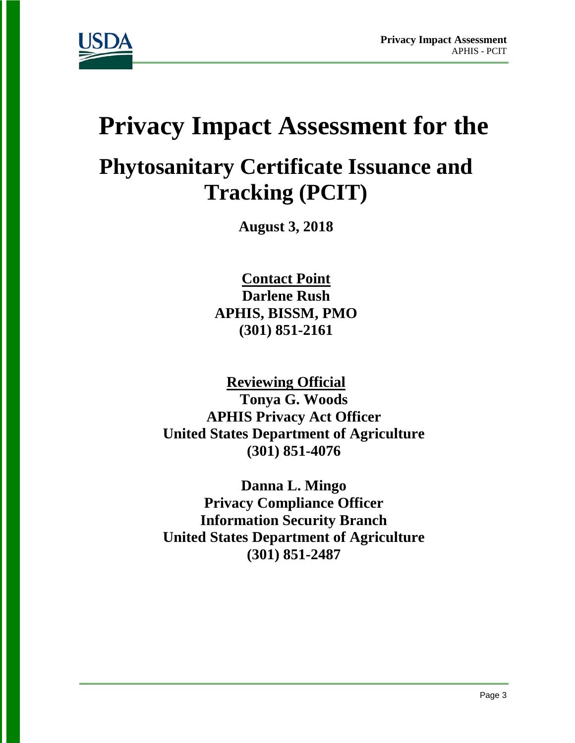# Privacy Impact Assessment for the

## Phytosanitary Certificate Issuance and Tracking (PCIT)

**August 3, 2018**

**Contact Point**
**Darlene Rush**
**APHIS, BISSM, PMO**
**(301) 851-2161**

**Reviewing Official**
**Tonya G. Woods**
**APHIS Privacy Act Officer**
**United States Department of Agriculture**
**(301) 851-4076**

**Danna L. Mingo**
**Privacy Compliance Officer**
**Information Security Branch**
**United States Department of Agriculture**
**(301) 851-2487**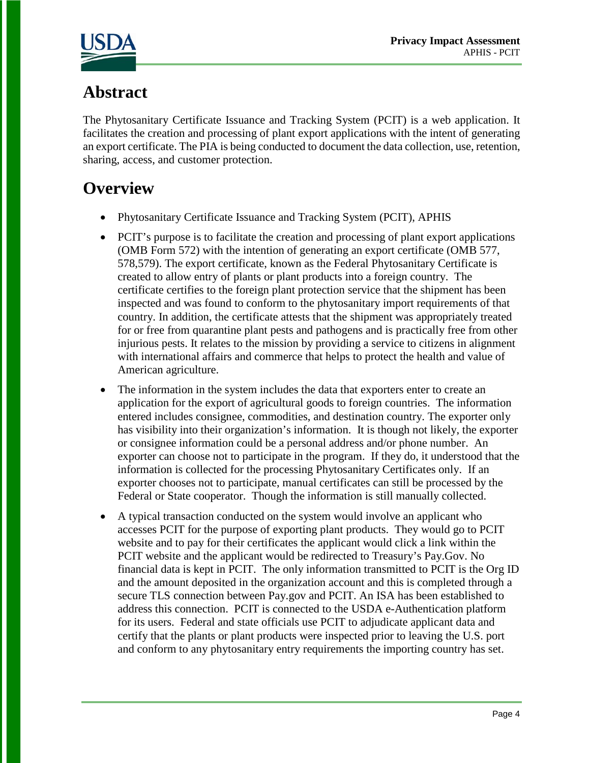# Abstract

The Phytosanitary Certificate Issuance and Tracking System (PCIT) is a web application. It facilitates the creation and processing of plant export applications with the intent of generating an export certificate. The PIA is being conducted to document the data collection, use, retention, sharing, access, and customer protection.

# Overview

- Phytosanitary Certificate Issuance and Tracking System (PCIT), APHIS
- PCIT's purpose is to facilitate the creation and processing of plant export applications (OMB Form 572) with the intention of generating an export certificate (OMB 577, 578,579). The export certificate, known as the Federal Phytosanitary Certificate is created to allow entry of plants or plant products into a foreign country. The certificate certifies to the foreign plant protection service that the shipment has been inspected and was found to conform to the phytosanitary import requirements of that country. In addition, the certificate attests that the shipment was appropriately treated for or free from quarantine plant pests and pathogens and is practically free from other injurious pests. It relates to the mission by providing a service to citizens in alignment with international affairs and commerce that helps to protect the health and value of American agriculture.
- The information in the system includes the data that exporters enter to create an application for the export of agricultural goods to foreign countries. The information entered includes consignee, commodities, and destination country. The exporter only has visibility into their organization's information. It is though not likely, the exporter or consignee information could be a personal address and/or phone number. An exporter can choose not to participate in the program. If they do, it understood that the information is collected for the processing Phytosanitary Certificates only. If an exporter chooses not to participate, manual certificates can still be processed by the Federal or State cooperator. Though the information is still manually collected.
- A typical transaction conducted on the system would involve an applicant who accesses PCIT for the purpose of exporting plant products. They would go to PCIT website and to pay for their certificates the applicant would click a link within the PCIT website and the applicant would be redirected to Treasury's Pay.Gov. No financial data is kept in PCIT. The only information transmitted to PCIT is the Org ID and the amount deposited in the organization account and this is completed through a secure TLS connection between Pay.gov and PCIT. An ISA has been established to address this connection. PCIT is connected to the USDA e-Authentication platform for its users. Federal and state officials use PCIT to adjudicate applicant data and certify that the plants or plant products were inspected prior to leaving the U.S. port and conform to any phytosanitary entry requirements the importing country has set.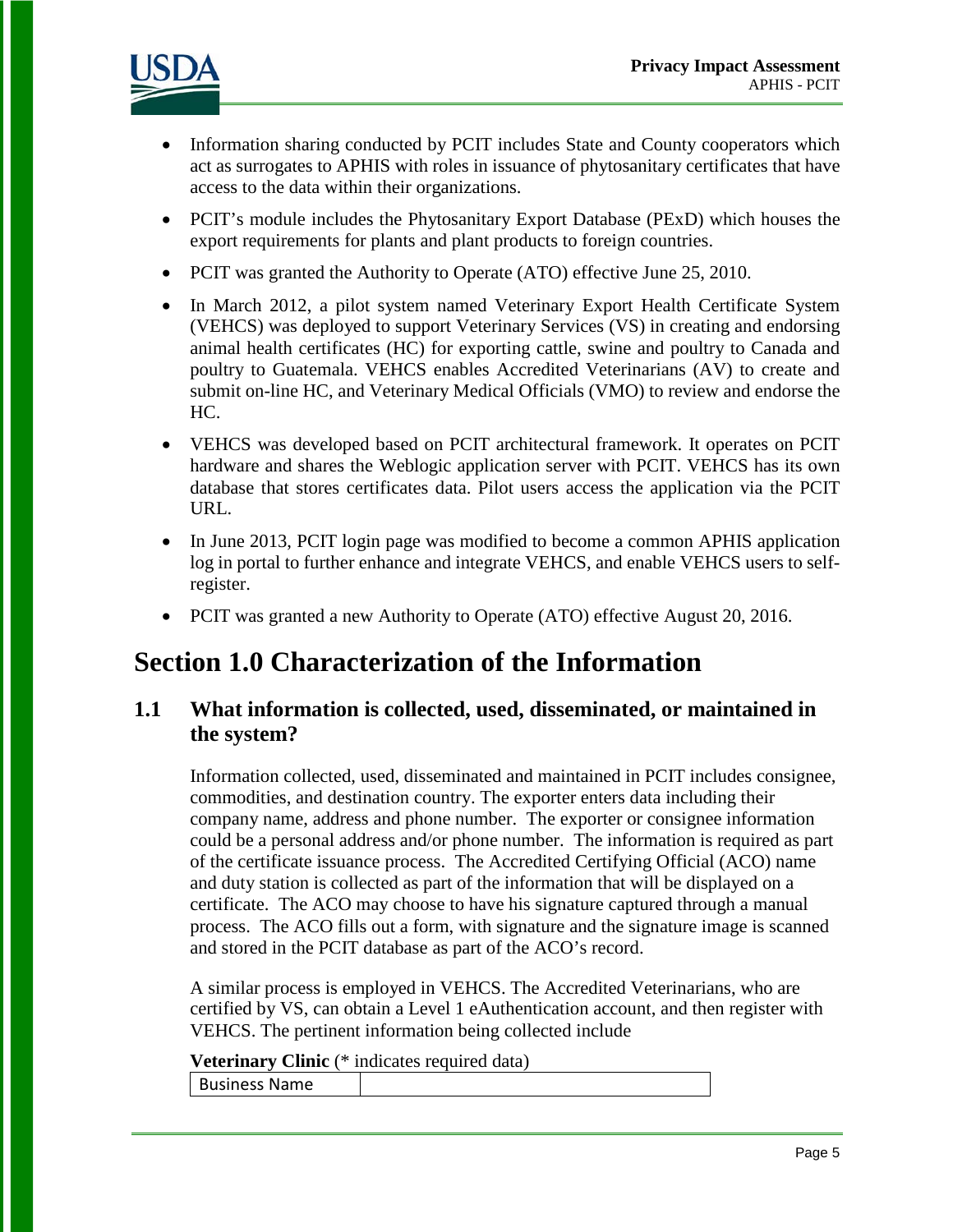- Information sharing conducted by PCIT includes State and County cooperators which act as surrogates to APHIS with roles in issuance of phytosanitary certificates that have access to the data within their organizations.
- PCIT's module includes the Phytosanitary Export Database (PExD) which houses the export requirements for plants and plant products to foreign countries.
- PCIT was granted the Authority to Operate (ATO) effective June 25, 2010.
- In March 2012, a pilot system named Veterinary Export Health Certificate System (VEHCS) was deployed to support Veterinary Services (VS) in creating and endorsing animal health certificates (HC) for exporting cattle, swine and poultry to Canada and poultry to Guatemala. VEHCS enables Accredited Veterinarians (AV) to create and submit on-line HC, and Veterinary Medical Officials (VMO) to review and endorse the HC.
- VEHCS was developed based on PCIT architectural framework. It operates on PCIT hardware and shares the Weblogic application server with PCIT. VEHCS has its own database that stores certificates data. Pilot users access the application via the PCIT URL.
- In June 2013, PCIT login page was modified to become a common APHIS application log in portal to further enhance and integrate VEHCS, and enable VEHCS users to self-register.
- PCIT was granted a new Authority to Operate (ATO) effective August 20, 2016.

# Section 1.0 Characterization of the Information

## 1.1 What information is collected, used, disseminated, or maintained in the system?

Information collected, used, disseminated and maintained in PCIT includes consignee, commodities, and destination country. The exporter enters data including their company name, address and phone number. The exporter or consignee information could be a personal address and/or phone number. The information is required as part of the certificate issuance process. The Accredited Certifying Official (ACO) name and duty station is collected as part of the information that will be displayed on a certificate. The ACO may choose to have his signature captured through a manual process. The ACO fills out a form, with signature and the signature image is scanned and stored in the PCIT database as part of the ACO's record.

A similar process is employed in VEHCS. The Accredited Veterinarians, who are certified by VS, can obtain a Level 1 eAuthentication account, and then register with VEHCS. The pertinent information being collected include

**Veterinary Clinic** (* indicates required data)

| Business Name | |
|---|---|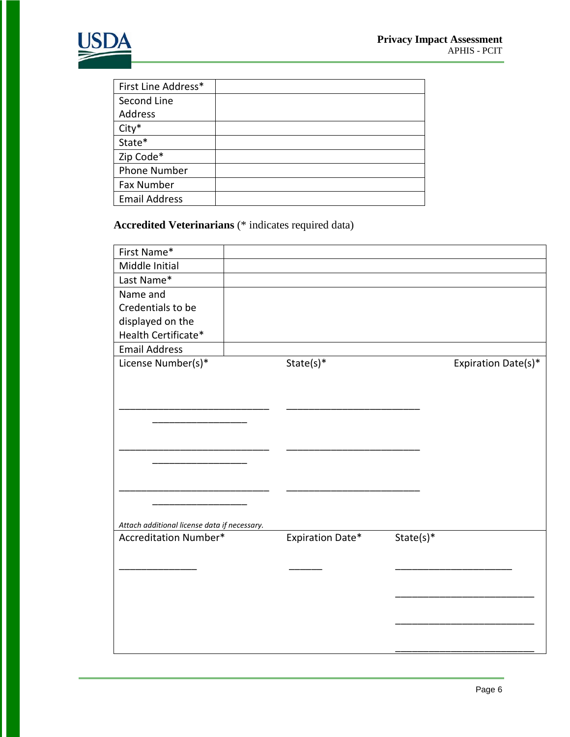| First Line Address* | |
|---|---|
| Second Line Address | |
| City* | |
| State* | |
| Zip Code* | |
| Phone Number | |
| Fax Number | |
| Email Address | |

**Accredited Veterinarians** (* indicates required data)

| First Name* | |
|---|---|
| Middle Initial | |
| Last Name* | |
| Name and Credentials to be displayed on the Health Certificate* | |
| Email Address | |

| License Number(s)* | State(s)* | Expiration Date(s)* |
|---|---|---|
| ____________________________ | _________________________ | _________________ |
| ____________________________ | _________________________ | _________________ |
| ____________________________ | _________________________ | _________________ |

*Attach additional license data if necessary.*

| Accreditation Number* | Expiration Date* | State(s)* |
|---|---|---|
| _______________ | ______ | ______________________ |
| | | __________________________ |
| | | __________________________ |
| | | __________________________ |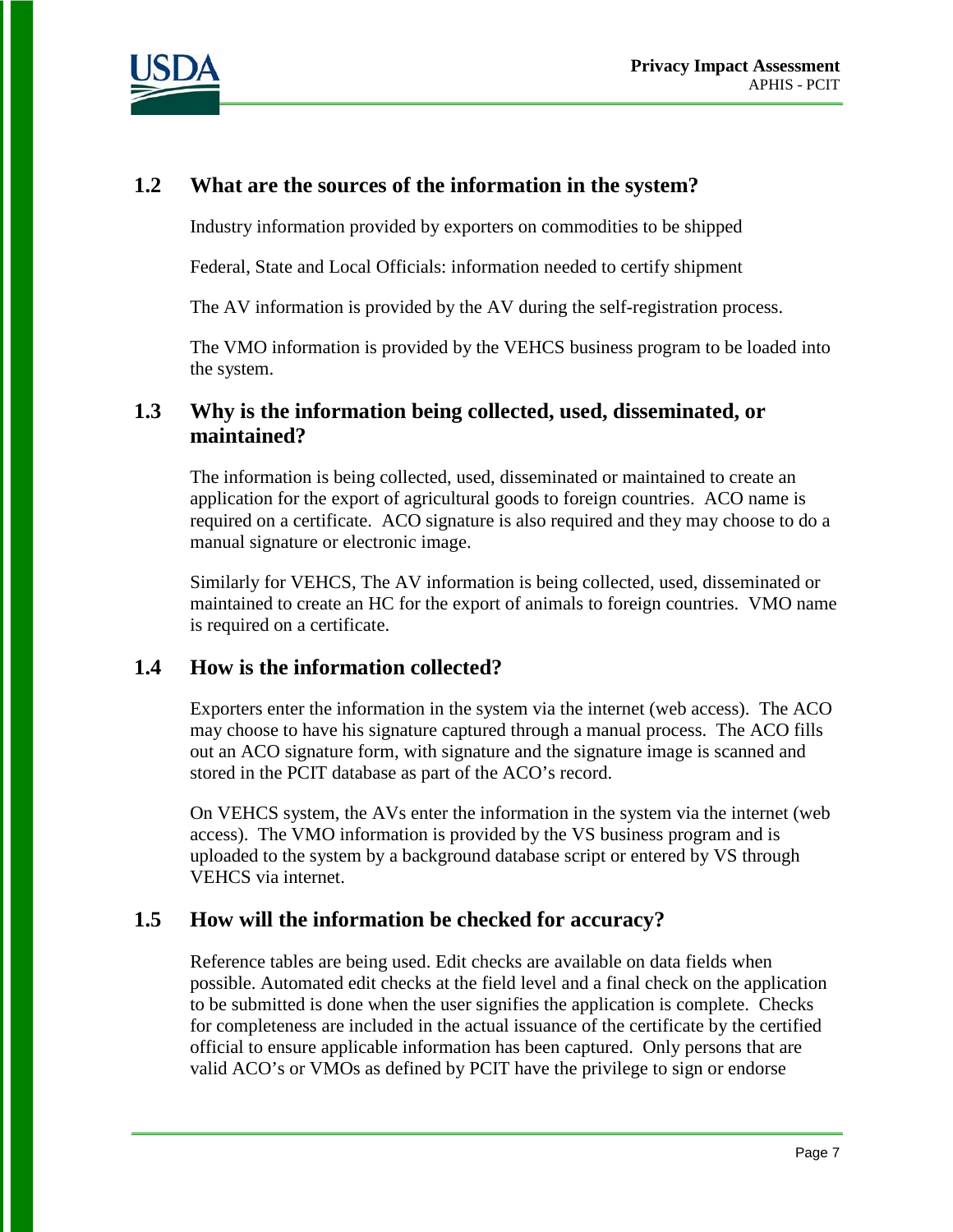### 1.2 What are the sources of the information in the system?

Industry information provided by exporters on commodities to be shipped

Federal, State and Local Officials: information needed to certify shipment

The AV information is provided by the AV during the self-registration process.

The VMO information is provided by the VEHCS business program to be loaded into the system.

### 1.3 Why is the information being collected, used, disseminated, or maintained?

The information is being collected, used, disseminated or maintained to create an application for the export of agricultural goods to foreign countries. ACO name is required on a certificate. ACO signature is also required and they may choose to do a manual signature or electronic image.

Similarly for VEHCS, The AV information is being collected, used, disseminated or maintained to create an HC for the export of animals to foreign countries. VMO name is required on a certificate.

### 1.4 How is the information collected?

Exporters enter the information in the system via the internet (web access). The ACO may choose to have his signature captured through a manual process. The ACO fills out an ACO signature form, with signature and the signature image is scanned and stored in the PCIT database as part of the ACO's record.

On VEHCS system, the AVs enter the information in the system via the internet (web access). The VMO information is provided by the VS business program and is uploaded to the system by a background database script or entered by VS through VEHCS via internet.

### 1.5 How will the information be checked for accuracy?

Reference tables are being used. Edit checks are available on data fields when possible. Automated edit checks at the field level and a final check on the application to be submitted is done when the user signifies the application is complete. Checks for completeness are included in the actual issuance of the certificate by the certified official to ensure applicable information has been captured. Only persons that are valid ACO's or VMOs as defined by PCIT have the privilege to sign or endorse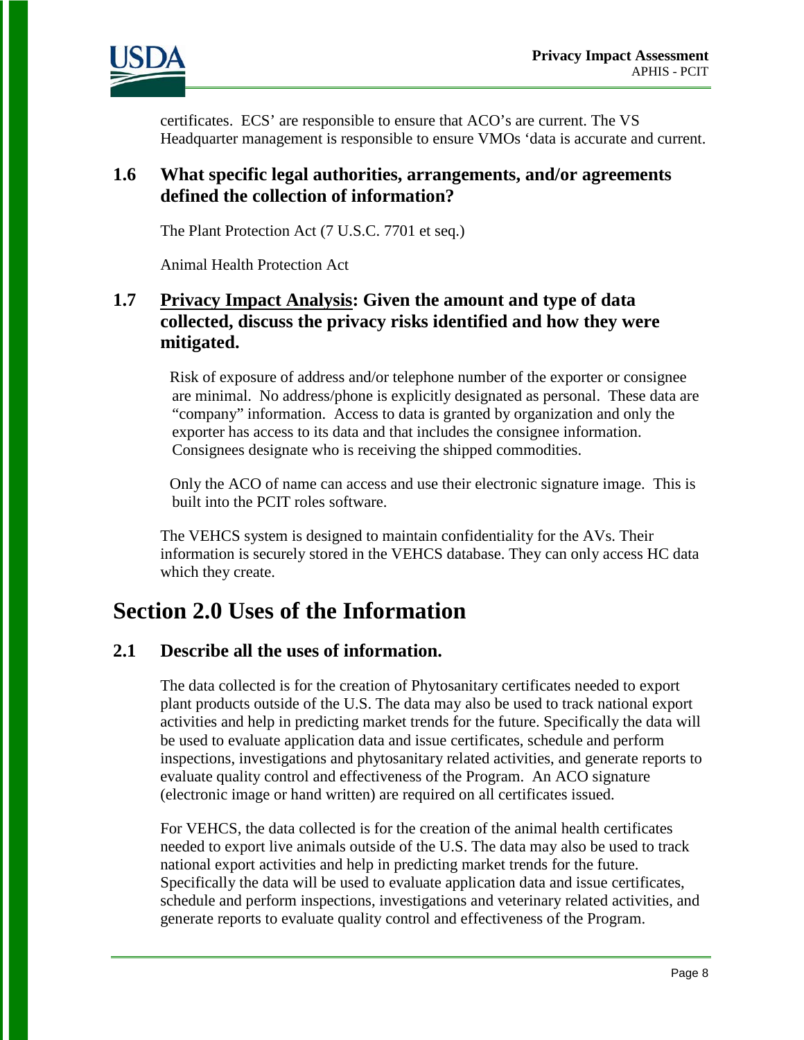certificates. ECS' are responsible to ensure that ACO's are current. The VS Headquarter management is responsible to ensure VMOs 'data is accurate and current.

### 1.6 What specific legal authorities, arrangements, and/or agreements defined the collection of information?

The Plant Protection Act (7 U.S.C. 7701 et seq.)

Animal Health Protection Act

### 1.7 <u>Privacy Impact Analysis</u>: Given the amount and type of data collected, discuss the privacy risks identified and how they were mitigated.

Risk of exposure of address and/or telephone number of the exporter or consignee are minimal. No address/phone is explicitly designated as personal. These data are "company" information. Access to data is granted by organization and only the exporter has access to its data and that includes the consignee information. Consignees designate who is receiving the shipped commodities.

Only the ACO of name can access and use their electronic signature image. This is built into the PCIT roles software.

The VEHCS system is designed to maintain confidentiality for the AVs. Their information is securely stored in the VEHCS database. They can only access HC data which they create.

## Section 2.0 Uses of the Information

### 2.1 Describe all the uses of information.

The data collected is for the creation of Phytosanitary certificates needed to export plant products outside of the U.S. The data may also be used to track national export activities and help in predicting market trends for the future. Specifically the data will be used to evaluate application data and issue certificates, schedule and perform inspections, investigations and phytosanitary related activities, and generate reports to evaluate quality control and effectiveness of the Program. An ACO signature (electronic image or hand written) are required on all certificates issued.

For VEHCS, the data collected is for the creation of the animal health certificates needed to export live animals outside of the U.S. The data may also be used to track national export activities and help in predicting market trends for the future. Specifically the data will be used to evaluate application data and issue certificates, schedule and perform inspections, investigations and veterinary related activities, and generate reports to evaluate quality control and effectiveness of the Program.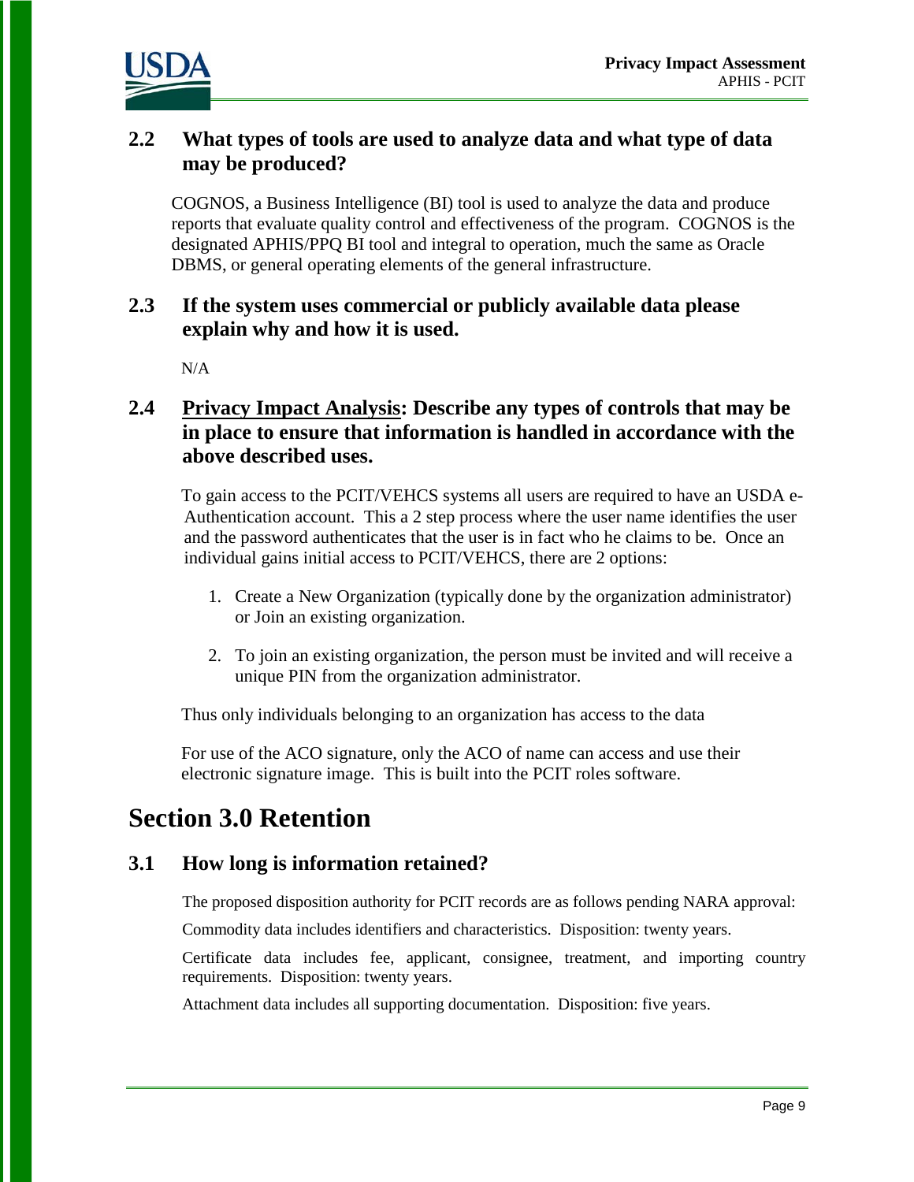### 2.2 What types of tools are used to analyze data and what type of data may be produced?

COGNOS, a Business Intelligence (BI) tool is used to analyze the data and produce reports that evaluate quality control and effectiveness of the program. COGNOS is the designated APHIS/PPQ BI tool and integral to operation, much the same as Oracle DBMS, or general operating elements of the general infrastructure.

### 2.3 If the system uses commercial or publicly available data please explain why and how it is used.

N/A

### 2.4 Privacy Impact Analysis: Describe any types of controls that may be in place to ensure that information is handled in accordance with the above described uses.

To gain access to the PCIT/VEHCS systems all users are required to have an USDA e-Authentication account. This a 2 step process where the user name identifies the user and the password authenticates that the user is in fact who he claims to be. Once an individual gains initial access to PCIT/VEHCS, there are 2 options:

1. Create a New Organization (typically done by the organization administrator) or Join an existing organization.
2. To join an existing organization, the person must be invited and will receive a unique PIN from the organization administrator.

Thus only individuals belonging to an organization has access to the data

For use of the ACO signature, only the ACO of name can access and use their electronic signature image. This is built into the PCIT roles software.

## Section 3.0 Retention

### 3.1 How long is information retained?

The proposed disposition authority for PCIT records are as follows pending NARA approval:

Commodity data includes identifiers and characteristics. Disposition: twenty years.

Certificate data includes fee, applicant, consignee, treatment, and importing country requirements. Disposition: twenty years.

Attachment data includes all supporting documentation. Disposition: five years.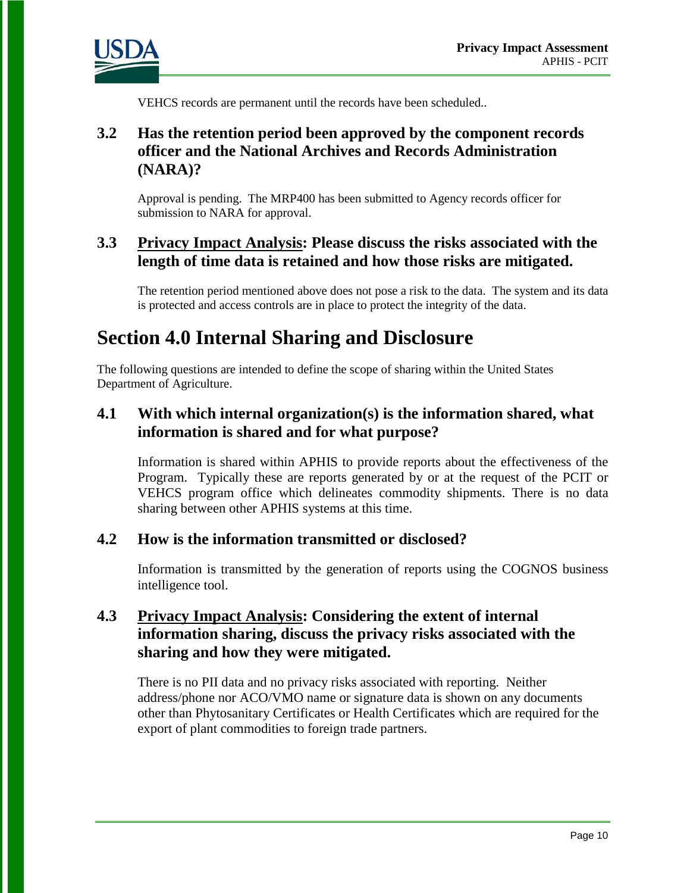VEHCS records are permanent until the records have been scheduled..

### 3.2 Has the retention period been approved by the component records officer and the National Archives and Records Administration (NARA)?

Approval is pending. The MRP400 has been submitted to Agency records officer for submission to NARA for approval.

### 3.3 <u>Privacy Impact Analysis</u>: Please discuss the risks associated with the length of time data is retained and how those risks are mitigated.

The retention period mentioned above does not pose a risk to the data. The system and its data is protected and access controls are in place to protect the integrity of the data.

## Section 4.0 Internal Sharing and Disclosure

The following questions are intended to define the scope of sharing within the United States Department of Agriculture.

### 4.1 With which internal organization(s) is the information shared, what information is shared and for what purpose?

Information is shared within APHIS to provide reports about the effectiveness of the Program. Typically these are reports generated by or at the request of the PCIT or VEHCS program office which delineates commodity shipments. There is no data sharing between other APHIS systems at this time.

### 4.2 How is the information transmitted or disclosed?

Information is transmitted by the generation of reports using the COGNOS business intelligence tool.

### 4.3 <u>Privacy Impact Analysis</u>: Considering the extent of internal information sharing, discuss the privacy risks associated with the sharing and how they were mitigated.

There is no PII data and no privacy risks associated with reporting. Neither address/phone nor ACO/VMO name or signature data is shown on any documents other than Phytosanitary Certificates or Health Certificates which are required for the export of plant commodities to foreign trade partners.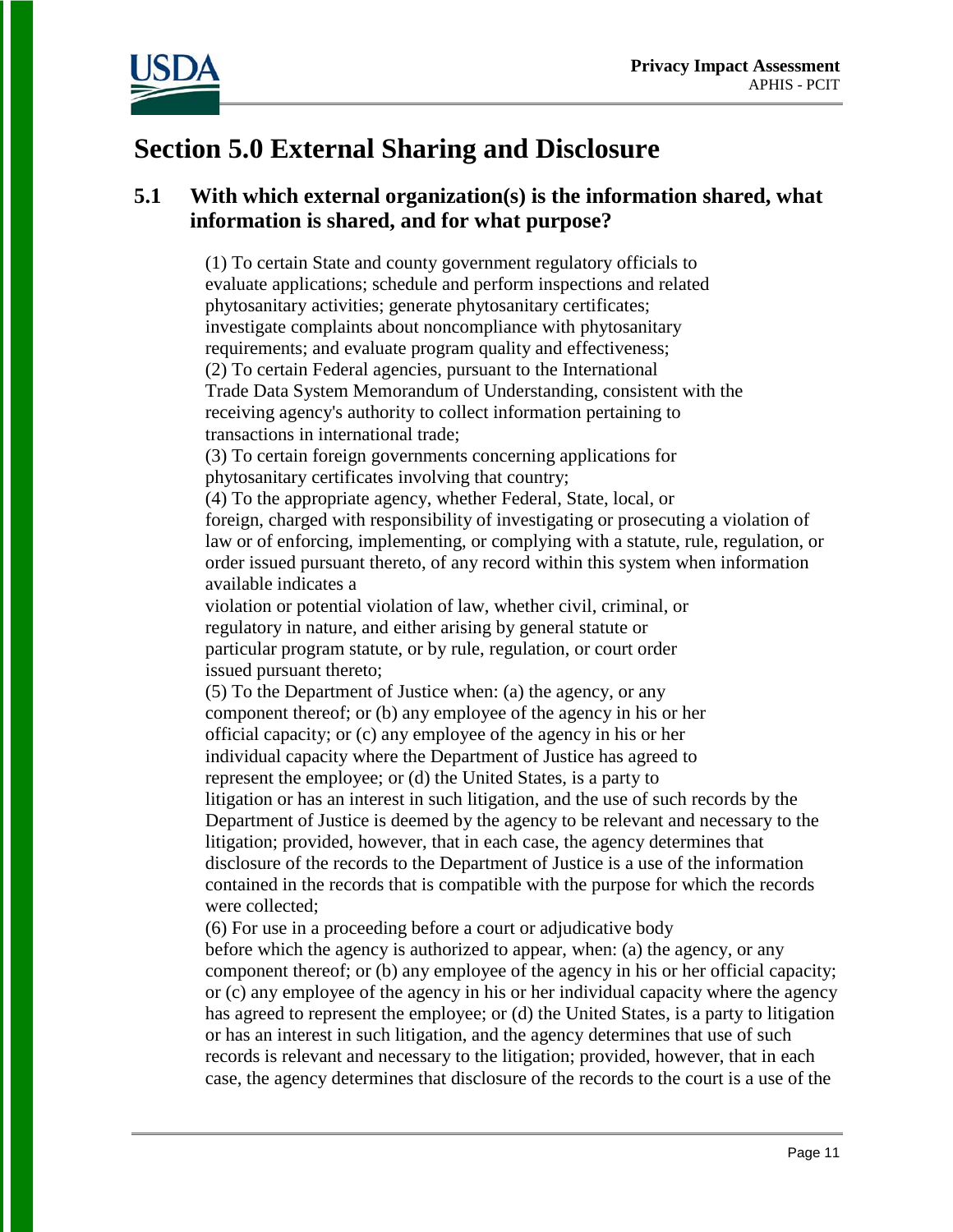# Section 5.0 External Sharing and Disclosure

## 5.1 With which external organization(s) is the information shared, what information is shared, and for what purpose?

(1) To certain State and county government regulatory officials to evaluate applications; schedule and perform inspections and related phytosanitary activities; generate phytosanitary certificates; investigate complaints about noncompliance with phytosanitary requirements; and evaluate program quality and effectiveness;
(2) To certain Federal agencies, pursuant to the International Trade Data System Memorandum of Understanding, consistent with the receiving agency's authority to collect information pertaining to transactions in international trade;
(3) To certain foreign governments concerning applications for phytosanitary certificates involving that country;
(4) To the appropriate agency, whether Federal, State, local, or foreign, charged with responsibility of investigating or prosecuting a violation of law or of enforcing, implementing, or complying with a statute, rule, regulation, or order issued pursuant thereto, of any record within this system when information available indicates a violation or potential violation of law, whether civil, criminal, or regulatory in nature, and either arising by general statute or particular program statute, or by rule, regulation, or court order issued pursuant thereto;
(5) To the Department of Justice when: (a) the agency, or any component thereof; or (b) any employee of the agency in his or her official capacity; or (c) any employee of the agency in his or her individual capacity where the Department of Justice has agreed to represent the employee; or (d) the United States, is a party to litigation or has an interest in such litigation, and the use of such records by the Department of Justice is deemed by the agency to be relevant and necessary to the litigation; provided, however, that in each case, the agency determines that disclosure of the records to the Department of Justice is a use of the information contained in the records that is compatible with the purpose for which the records were collected;
(6) For use in a proceeding before a court or adjudicative body before which the agency is authorized to appear, when: (a) the agency, or any component thereof; or (b) any employee of the agency in his or her official capacity; or (c) any employee of the agency in his or her individual capacity where the agency has agreed to represent the employee; or (d) the United States, is a party to litigation or has an interest in such litigation, and the agency determines that use of such records is relevant and necessary to the litigation; provided, however, that in each case, the agency determines that disclosure of the records to the court is a use of the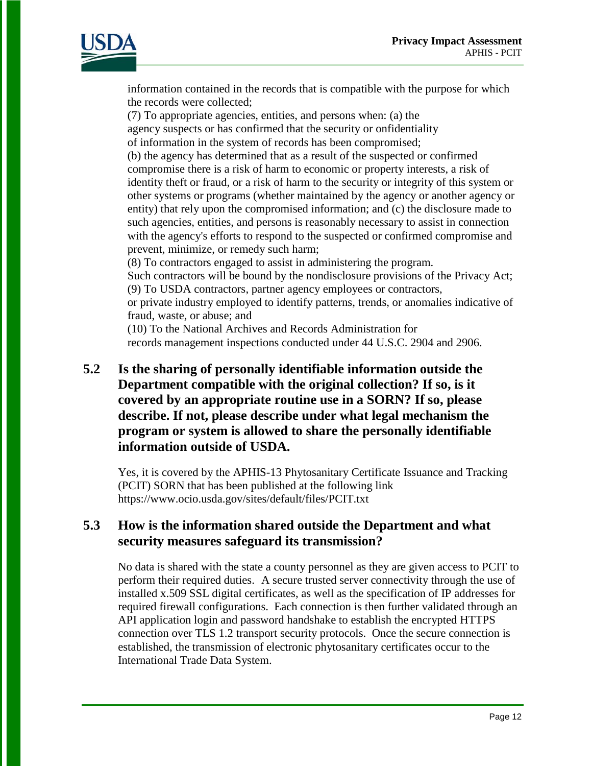information contained in the records that is compatible with the purpose for which the records were collected;
(7) To appropriate agencies, entities, and persons when: (a) the agency suspects or has confirmed that the security or onfidentiality of information in the system of records has been compromised;
(b) the agency has determined that as a result of the suspected or confirmed compromise there is a risk of harm to economic or property interests, a risk of identity theft or fraud, or a risk of harm to the security or integrity of this system or other systems or programs (whether maintained by the agency or another agency or entity) that rely upon the compromised information; and (c) the disclosure made to such agencies, entities, and persons is reasonably necessary to assist in connection with the agency's efforts to respond to the suspected or confirmed compromise and prevent, minimize, or remedy such harm;
(8) To contractors engaged to assist in administering the program.
Such contractors will be bound by the nondisclosure provisions of the Privacy Act;
(9) To USDA contractors, partner agency employees or contractors, or private industry employed to identify patterns, trends, or anomalies indicative of fraud, waste, or abuse; and
(10) To the National Archives and Records Administration for records management inspections conducted under 44 U.S.C. 2904 and 2906.

### 5.2 Is the sharing of personally identifiable information outside the Department compatible with the original collection? If so, is it covered by an appropriate routine use in a SORN? If so, please describe. If not, please describe under what legal mechanism the program or system is allowed to share the personally identifiable information outside of USDA.

Yes, it is covered by the APHIS-13 Phytosanitary Certificate Issuance and Tracking (PCIT) SORN that has been published at the following link https://www.ocio.usda.gov/sites/default/files/PCIT.txt

### 5.3 How is the information shared outside the Department and what security measures safeguard its transmission?

No data is shared with the state a county personnel as they are given access to PCIT to perform their required duties. A secure trusted server connectivity through the use of installed x.509 SSL digital certificates, as well as the specification of IP addresses for required firewall configurations. Each connection is then further validated through an API application login and password handshake to establish the encrypted HTTPS connection over TLS 1.2 transport security protocols. Once the secure connection is established, the transmission of electronic phytosanitary certificates occur to the International Trade Data System.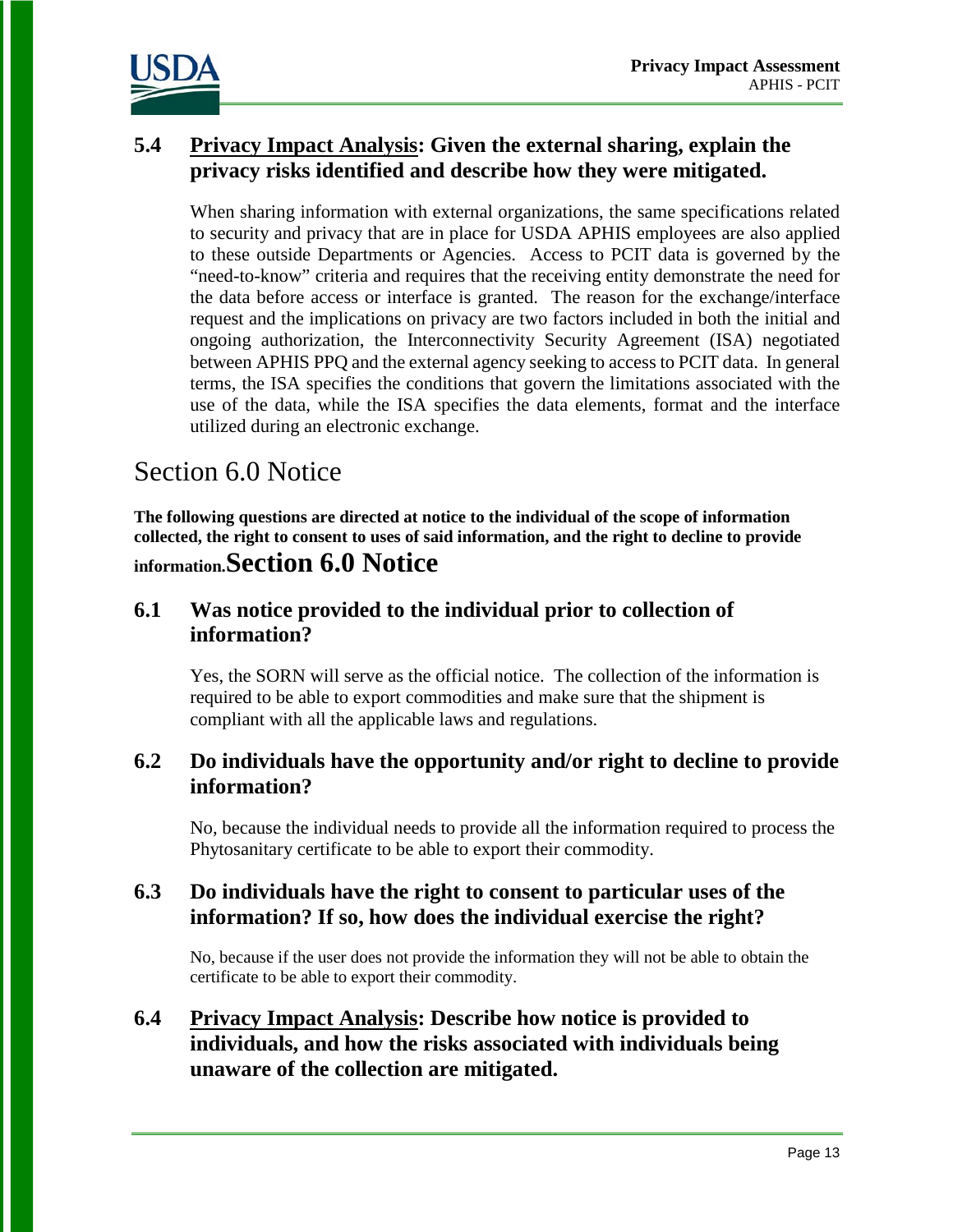### 5.4 Privacy Impact Analysis: Given the external sharing, explain the privacy risks identified and describe how they were mitigated.

When sharing information with external organizations, the same specifications related to security and privacy that are in place for USDA APHIS employees are also applied to these outside Departments or Agencies. Access to PCIT data is governed by the "need-to-know" criteria and requires that the receiving entity demonstrate the need for the data before access or interface is granted. The reason for the exchange/interface request and the implications on privacy are two factors included in both the initial and ongoing authorization, the Interconnectivity Security Agreement (ISA) negotiated between APHIS PPQ and the external agency seeking to access to PCIT data. In general terms, the ISA specifies the conditions that govern the limitations associated with the use of the data, while the ISA specifies the data elements, format and the interface utilized during an electronic exchange.

## Section 6.0 Notice

**The following questions are directed at notice to the individual of the scope of information collected, the right to consent to uses of said information, and the right to decline to provide information.**

## Section 6.0 Notice

### 6.1 Was notice provided to the individual prior to collection of information?

Yes, the SORN will serve as the official notice. The collection of the information is required to be able to export commodities and make sure that the shipment is compliant with all the applicable laws and regulations.

### 6.2 Do individuals have the opportunity and/or right to decline to provide information?

No, because the individual needs to provide all the information required to process the Phytosanitary certificate to be able to export their commodity.

### 6.3 Do individuals have the right to consent to particular uses of the information? If so, how does the individual exercise the right?

No, because if the user does not provide the information they will not be able to obtain the certificate to be able to export their commodity.

### 6.4 Privacy Impact Analysis: Describe how notice is provided to individuals, and how the risks associated with individuals being unaware of the collection are mitigated.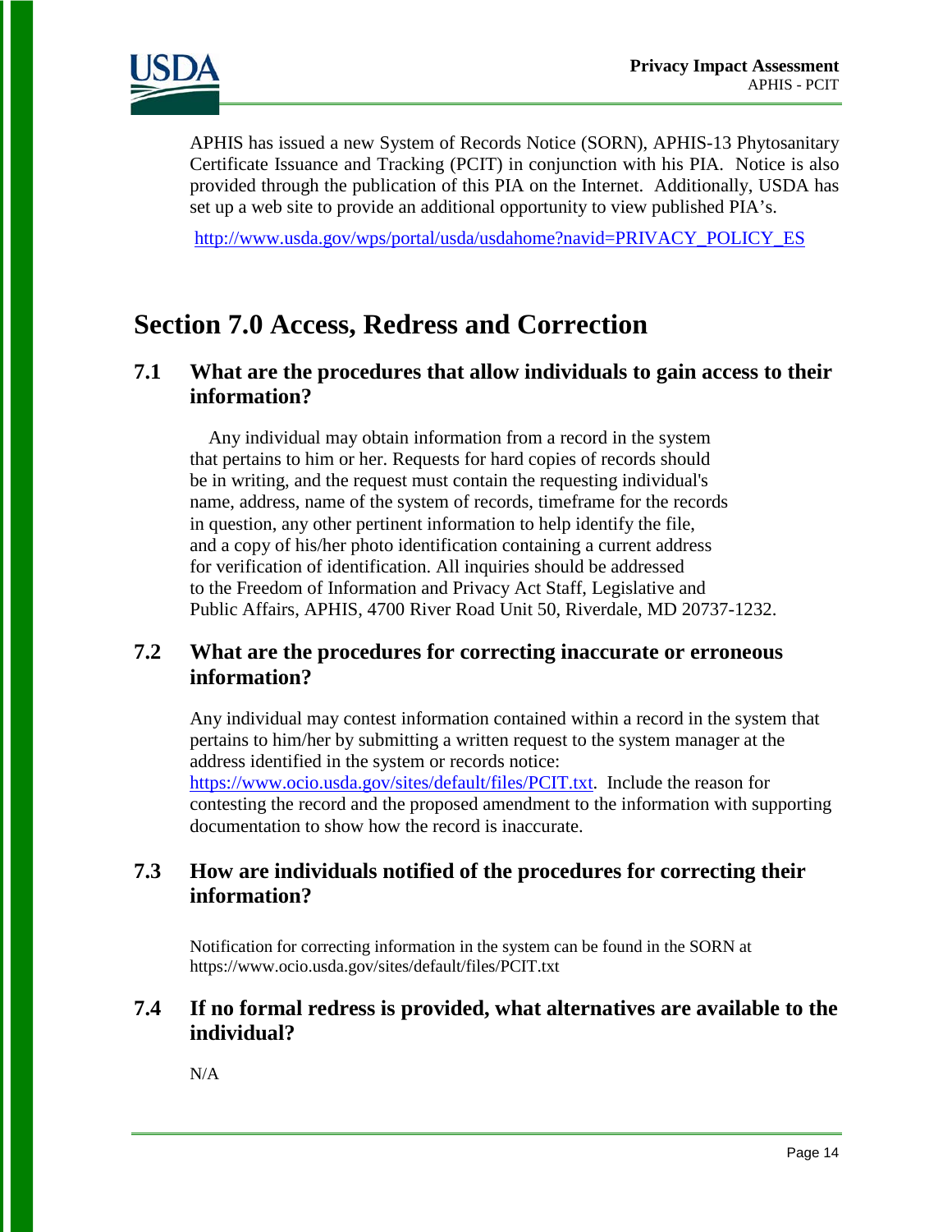APHIS has issued a new System of Records Notice (SORN), APHIS-13 Phytosanitary Certificate Issuance and Tracking (PCIT) in conjunction with his PIA. Notice is also provided through the publication of this PIA on the Internet. Additionally, USDA has set up a web site to provide an additional opportunity to view published PIA's.

http://www.usda.gov/wps/portal/usda/usdahome?navid=PRIVACY_POLICY_ES

# Section 7.0 Access, Redress and Correction

## 7.1 What are the procedures that allow individuals to gain access to their information?

Any individual may obtain information from a record in the system that pertains to him or her. Requests for hard copies of records should be in writing, and the request must contain the requesting individual's name, address, name of the system of records, timeframe for the records in question, any other pertinent information to help identify the file, and a copy of his/her photo identification containing a current address for verification of identification. All inquiries should be addressed to the Freedom of Information and Privacy Act Staff, Legislative and Public Affairs, APHIS, 4700 River Road Unit 50, Riverdale, MD 20737-1232.

## 7.2 What are the procedures for correcting inaccurate or erroneous information?

Any individual may contest information contained within a record in the system that pertains to him/her by submitting a written request to the system manager at the address identified in the system or records notice: https://www.ocio.usda.gov/sites/default/files/PCIT.txt. Include the reason for contesting the record and the proposed amendment to the information with supporting documentation to show how the record is inaccurate.

## 7.3 How are individuals notified of the procedures for correcting their information?

Notification for correcting information in the system can be found in the SORN at https://www.ocio.usda.gov/sites/default/files/PCIT.txt

## 7.4 If no formal redress is provided, what alternatives are available to the individual?

N/A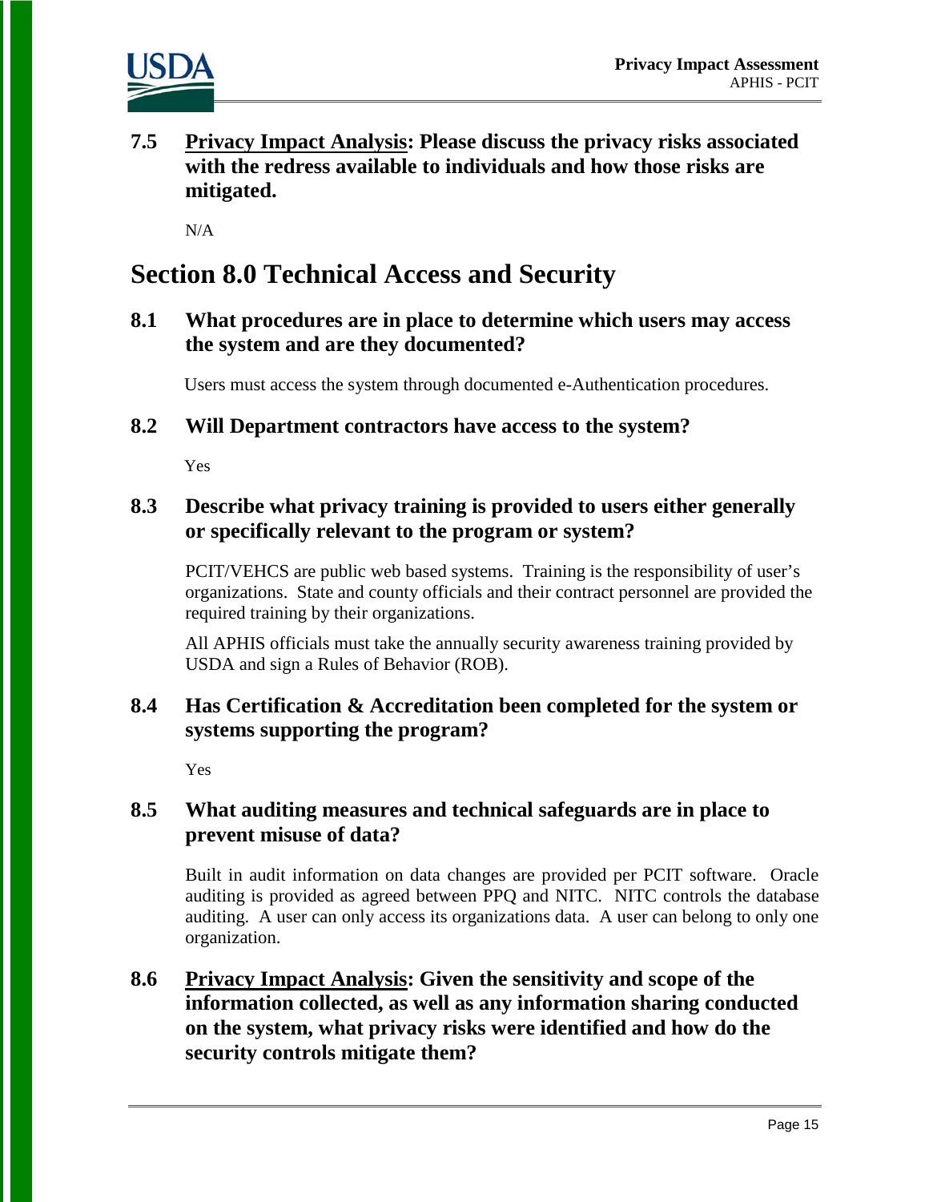### 7.5 **Privacy Impact Analysis: Please discuss the privacy risks associated with the redress available to individuals and how those risks are mitigated.**

N/A

## Section 8.0 Technical Access and Security

### 8.1 What procedures are in place to determine which users may access the system and are they documented?

Users must access the system through documented e-Authentication procedures.

### 8.2 Will Department contractors have access to the system?

Yes

### 8.3 Describe what privacy training is provided to users either generally or specifically relevant to the program or system?

PCIT/VEHCS are public web based systems. Training is the responsibility of user's organizations. State and county officials and their contract personnel are provided the required training by their organizations.

All APHIS officials must take the annually security awareness training provided by USDA and sign a Rules of Behavior (ROB).

### 8.4 Has Certification & Accreditation been completed for the system or systems supporting the program?

Yes

### 8.5 What auditing measures and technical safeguards are in place to prevent misuse of data?

Built in audit information on data changes are provided per PCIT software. Oracle auditing is provided as agreed between PPQ and NITC. NITC controls the database auditing. A user can only access its organizations data. A user can belong to only one organization.

### 8.6 **Privacy Impact Analysis: Given the sensitivity and scope of the information collected, as well as any information sharing conducted on the system, what privacy risks were identified and how do the security controls mitigate them?**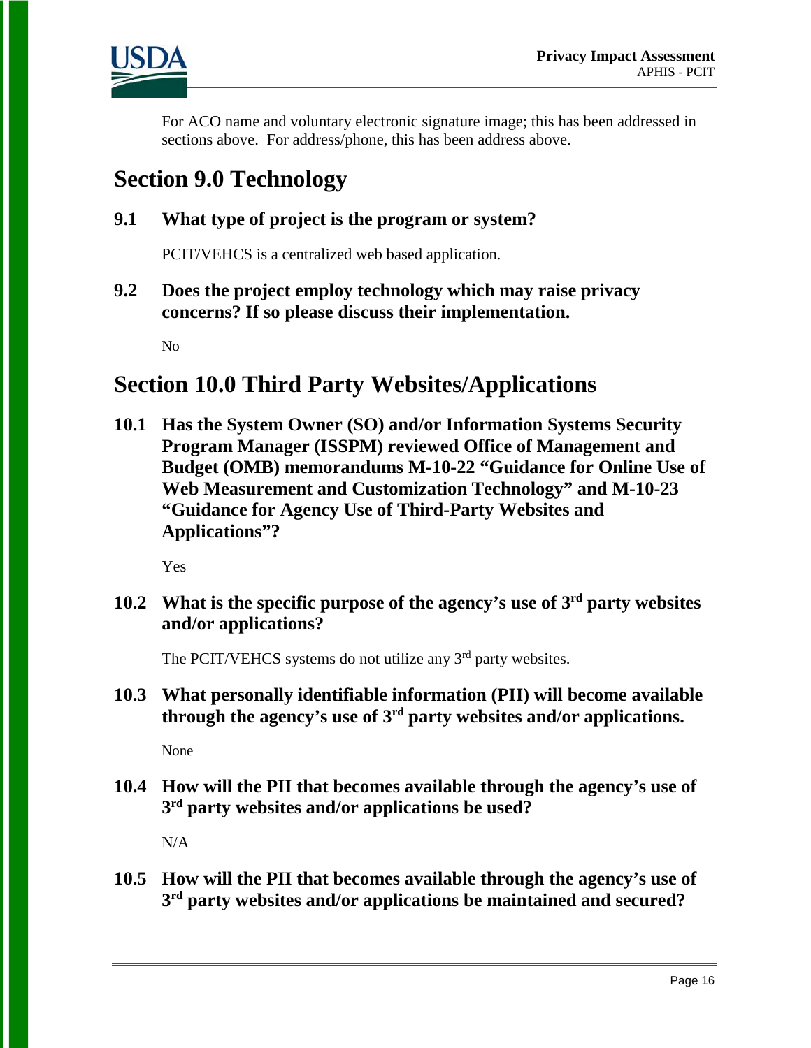For ACO name and voluntary electronic signature image; this has been addressed in sections above. For address/phone, this has been address above.

# Section 9.0 Technology

### 9.1 What type of project is the program or system?

PCIT/VEHCS is a centralized web based application.

### 9.2 Does the project employ technology which may raise privacy concerns? If so please discuss their implementation.

No

# Section 10.0 Third Party Websites/Applications

### 10.1 Has the System Owner (SO) and/or Information Systems Security Program Manager (ISSPM) reviewed Office of Management and Budget (OMB) memorandums M-10-22 "Guidance for Online Use of Web Measurement and Customization Technology" and M-10-23 "Guidance for Agency Use of Third-Party Websites and Applications"?

Yes

### 10.2 What is the specific purpose of the agency's use of 3rd party websites and/or applications?

The PCIT/VEHCS systems do not utilize any 3rd party websites.

### 10.3 What personally identifiable information (PII) will become available through the agency's use of 3rd party websites and/or applications.

None

### 10.4 How will the PII that becomes available through the agency's use of 3rd party websites and/or applications be used?

N/A

### 10.5 How will the PII that becomes available through the agency's use of 3rd party websites and/or applications be maintained and secured?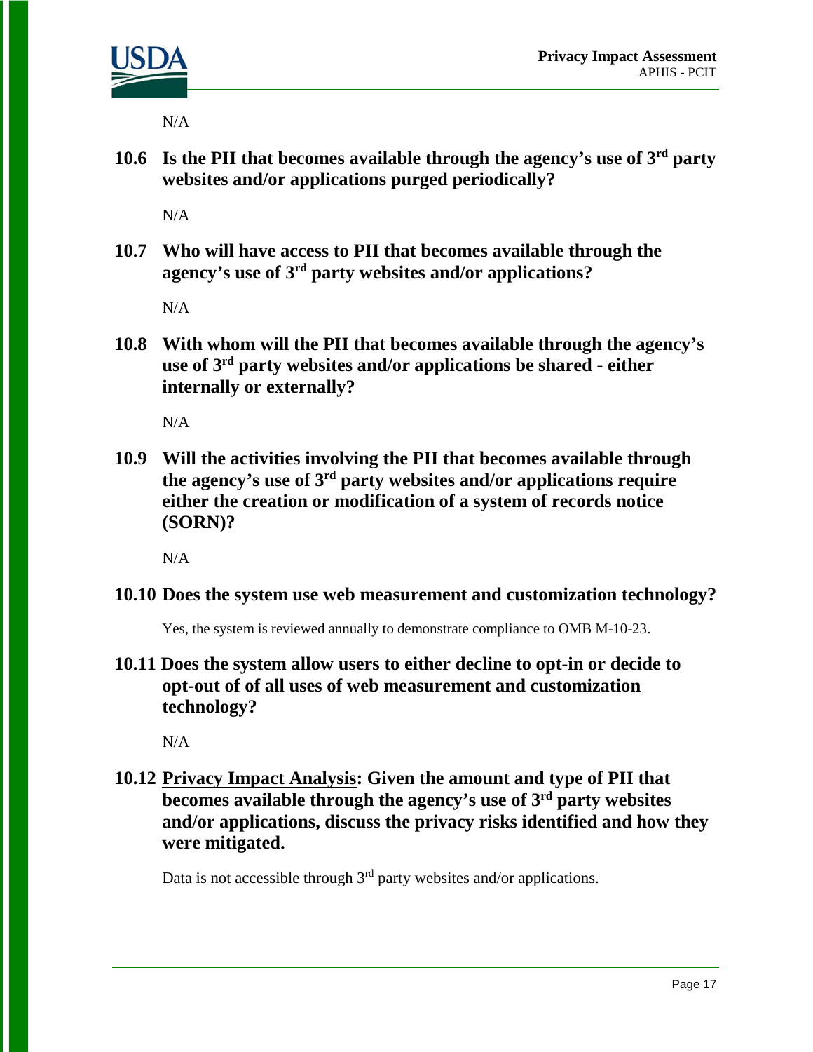N/A

**10.6 Is the PII that becomes available through the agency's use of 3rd party websites and/or applications purged periodically?**

N/A

**10.7 Who will have access to PII that becomes available through the agency's use of 3rd party websites and/or applications?**

N/A

**10.8 With whom will the PII that becomes available through the agency's use of 3rd party websites and/or applications be shared - either internally or externally?**

N/A

**10.9 Will the activities involving the PII that becomes available through the agency's use of 3rd party websites and/or applications require either the creation or modification of a system of records notice (SORN)?**

N/A

**10.10 Does the system use web measurement and customization technology?**

Yes, the system is reviewed annually to demonstrate compliance to OMB M-10-23.

**10.11 Does the system allow users to either decline to opt-in or decide to opt-out of of all uses of web measurement and customization technology?**

N/A

**10.12 Privacy Impact Analysis: Given the amount and type of PII that becomes available through the agency's use of 3rd party websites and/or applications, discuss the privacy risks identified and how they were mitigated.**

Data is not accessible through 3rd party websites and/or applications.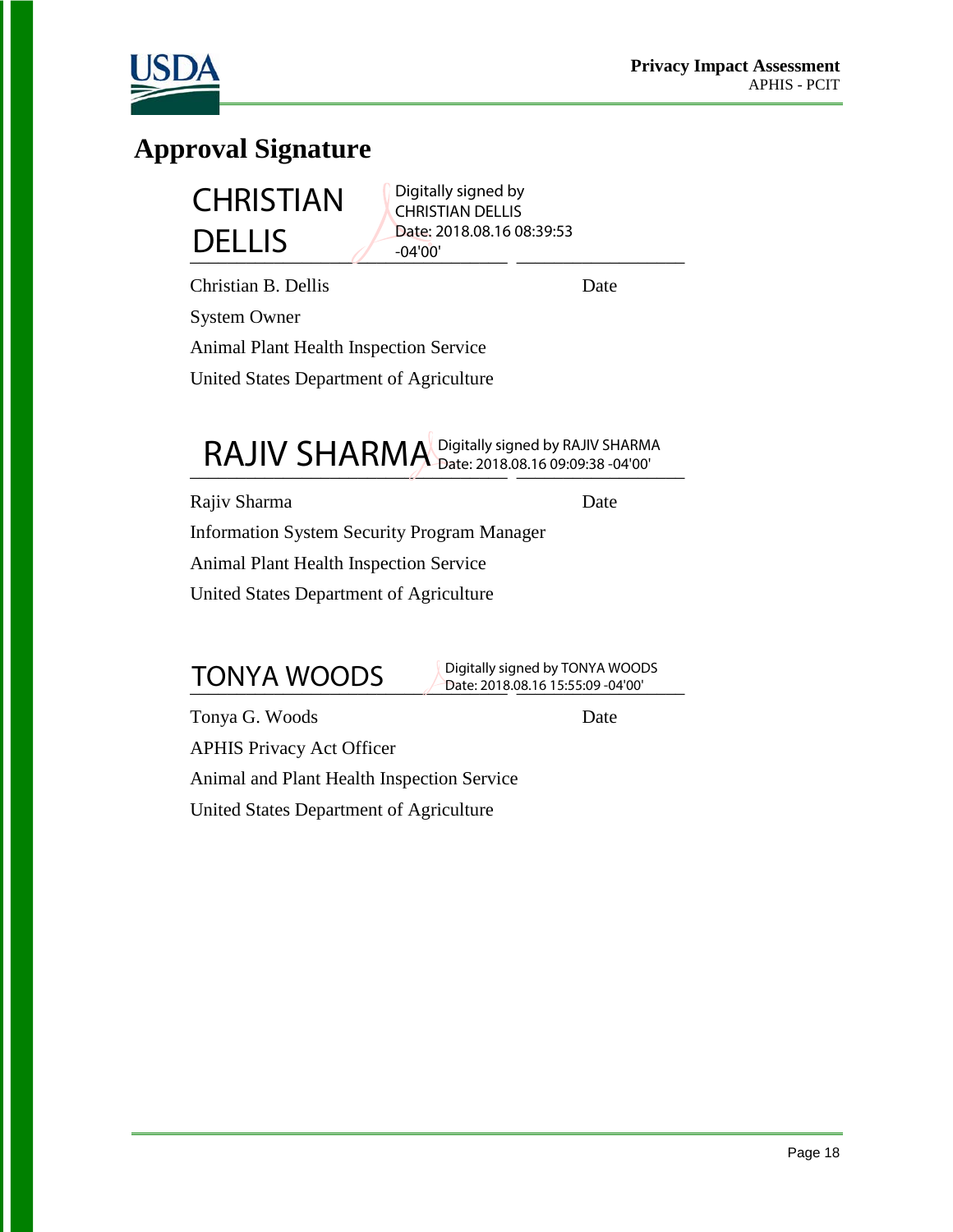## Approval Signature

CHRISTIAN DELLIS

Digitally signed by CHRISTIAN DELLIS
Date: 2018.08.16 08:39:53 -04'00'

Christian B. Dellis — Date

System Owner

Animal Plant Health Inspection Service

United States Department of Agriculture

RAJIV SHARMA

Digitally signed by RAJIV SHARMA
Date: 2018.08.16 09:09:38 -04'00'

Rajiv Sharma — Date

Information System Security Program Manager

Animal Plant Health Inspection Service

United States Department of Agriculture

TONYA WOODS

Digitally signed by TONYA WOODS
Date: 2018.08.16 15:55:09 -04'00'

Tonya G. Woods — Date

APHIS Privacy Act Officer

Animal and Plant Health Inspection Service

United States Department of Agriculture